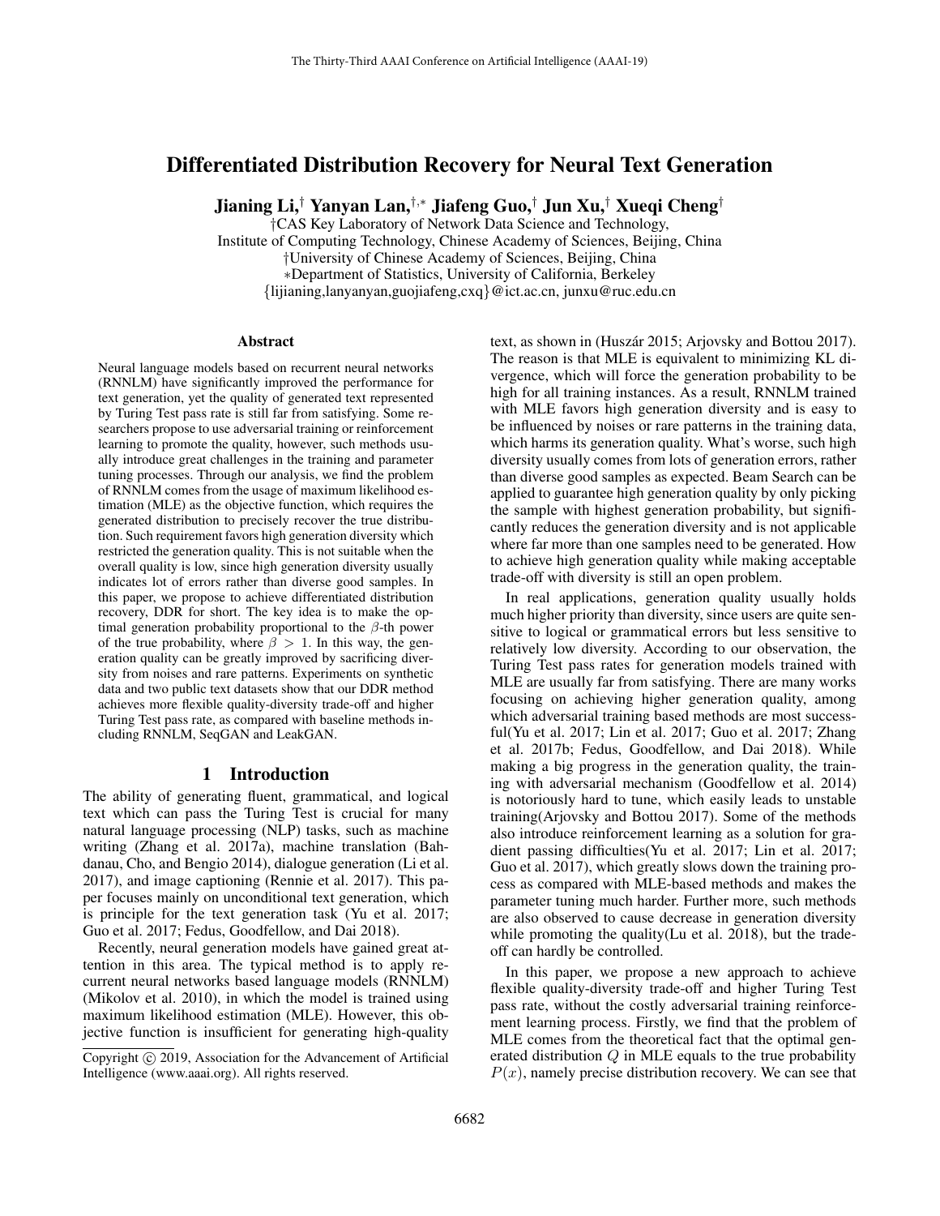# Differentiated Distribution Recovery for Neural Text Generation

**Jianing Li,[†] Yanyan Lan,[†,*] Jiafeng Guo,[†] Jun Xu,[†] Xueqi Cheng[†]**

[†]CAS Key Laboratory of Network Data Science and Technology,
Institute of Computing Technology, Chinese Academy of Sciences, Beijing, China
[†]University of Chinese Academy of Sciences, Beijing, China
[*]Department of Statistics, University of California, Berkeley
{lijianing,lanyanyan,guojiafeng,cxq}@ict.ac.cn, junxu@ruc.edu.cn

## Abstract

Neural language models based on recurrent neural networks (RNNLM) have significantly improved the performance for text generation, yet the quality of generated text represented by Turing Test pass rate is still far from satisfying. Some researchers propose to use adversarial training or reinforcement learning to promote the quality, however, such methods usually introduce great challenges in the training and parameter tuning processes. Through our analysis, we find the problem of RNNLM comes from the usage of maximum likelihood estimation (MLE) as the objective function, which requires the generated distribution to precisely recover the true distribution. Such requirement favors high generation diversity which restricted the generation quality. This is not suitable when the overall quality is low, since high generation diversity usually indicates lot of errors rather than diverse good samples. In this paper, we propose to achieve differentiated distribution recovery, DDR for short. The key idea is to make the optimal generation probability proportional to the $\beta$-th power of the true probability, where $\beta > 1$. In this way, the generation quality can be greatly improved by sacrificing diversity from noises and rare patterns. Experiments on synthetic data and two public text datasets show that our DDR method achieves more flexible quality-diversity trade-off and higher Turing Test pass rate, as compared with baseline methods including RNNLM, SeqGAN and LeakGAN.

## 1 Introduction

The ability of generating fluent, grammatical, and logical text which can pass the Turing Test is crucial for many natural language processing (NLP) tasks, such as machine writing (Zhang et al. 2017a), machine translation (Bahdanau, Cho, and Bengio 2014), dialogue generation (Li et al. 2017), and image captioning (Rennie et al. 2017). This paper focuses mainly on unconditional text generation, which is principle for the text generation task (Yu et al. 2017; Guo et al. 2017; Fedus, Goodfellow, and Dai 2018).

Recently, neural generation models have gained great attention in this area. The typical method is to apply recurrent neural networks based language models (RNNLM) (Mikolov et al. 2010), in which the model is trained using maximum likelihood estimation (MLE). However, this objective function is insufficient for generating high-quality text, as shown in (Huszár 2015; Arjovsky and Bottou 2017). The reason is that MLE is equivalent to minimizing KL divergence, which will force the generation probability to be high for all training instances. As a result, RNNLM trained with MLE favors high generation diversity and is easy to be influenced by noises or rare patterns in the training data, which harms its generation quality. What's worse, such high diversity usually comes from lots of generation errors, rather than diverse good samples as expected. Beam Search can be applied to guarantee high generation quality by only picking the sample with highest generation probability, but significantly reduces the generation diversity and is not applicable where far more than one samples need to be generated. How to achieve high generation quality while making acceptable trade-off with diversity is still an open problem.

In real applications, generation quality usually holds much higher priority than diversity, since users are quite sensitive to logical or grammatical errors but less sensitive to relatively low diversity. According to our observation, the Turing Test pass rates for generation models trained with MLE are usually far from satisfying. There are many works focusing on achieving higher generation quality, among which adversarial training based methods are most successful(Yu et al. 2017; Lin et al. 2017; Guo et al. 2017; Zhang et al. 2017b; Fedus, Goodfellow, and Dai 2018). While making a big progress in the generation quality, the training with adversarial mechanism (Goodfellow et al. 2014) is notoriously hard to tune, which easily leads to unstable training(Arjovsky and Bottou 2017). Some of the methods also introduce reinforcement learning as a solution for gradient passing difficulties(Yu et al. 2017; Lin et al. 2017; Guo et al. 2017), which greatly slows down the training process as compared with MLE-based methods and makes the parameter tuning much harder. Further more, such methods are also observed to cause decrease in generation diversity while promoting the quality(Lu et al. 2018), but the trade-off can hardly be controlled.

In this paper, we propose a new approach to achieve flexible quality-diversity trade-off and higher Turing Test pass rate, without the costly adversarial training reinforcement learning process. Firstly, we find that the problem of MLE comes from the theoretical fact that the optimal generated distribution $Q$ in MLE equals to the true probability $P(x)$, namely precise distribution recovery. We can see that

Copyright © 2019, Association for the Advancement of Artificial Intelligence (www.aaai.org). All rights reserved.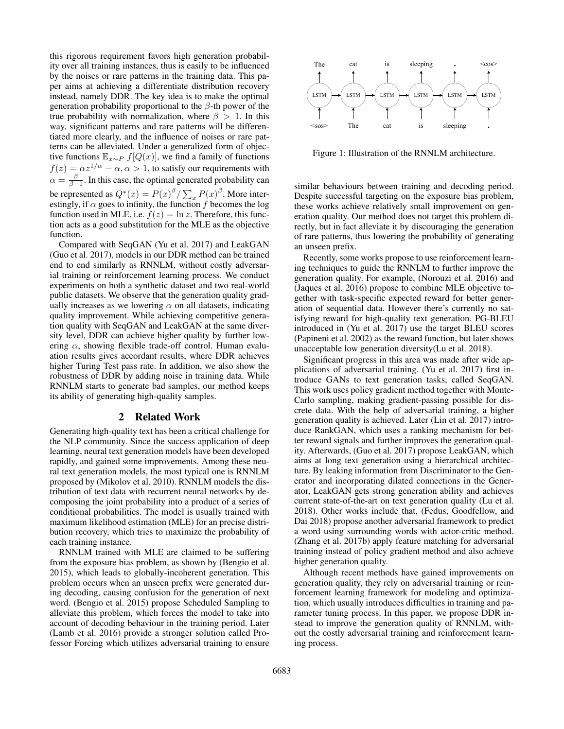this rigorous requirement favors high generation probability over all training instances, thus is easily to be influenced by the noises or rare patterns in the training data. This paper aims at achieving a differentiate distribution recovery instead, namely DDR. The key idea is to make the optimal generation probability proportional to the $\beta$-th power of the true probability with normalization, where $\beta > 1$. In this way, significant patterns and rare patterns will be differentiated more clearly, and the influence of noises or rare patterns can be alleviated. Under a generalized form of objective functions $\mathbb{E}_{x \sim P} f[Q(x)]$, we find a family of functions $f(z) = \alpha z^{1/\alpha} - \alpha, \alpha > 1$, to satisfy our requirements with $\alpha = \frac{\beta}{\beta - 1}$. In this case, the optimal generated probability can be represented as $Q^*(x) = P(x)^\beta / \sum_x P(x)^\beta$. More interestingly, if $\alpha$ goes to infinity, the function $f$ becomes the log function used in MLE, i.e. $f(z) = \ln z$. Therefore, this function acts as a good substitution for the MLE as the objective function.

Compared with SeqGAN (Yu et al. 2017) and LeakGAN (Guo et al. 2017), models in our DDR method can be trained end to end similarly as RNNLM, without costly adversarial training or reinforcement learning process. We conduct experiments on both a synthetic dataset and two real-world public datasets. We observe that the generation quality gradually increases as we lowering $\alpha$ on all datasets, indicating quality improvement. While achieving competitive generation quality with SeqGAN and LeakGAN at the same diversity level, DDR can achieve higher quality by further lowering $\alpha$, showing flexible trade-off control. Human evaluation results gives accordant results, where DDR achieves higher Turing Test pass rate. In addition, we also show the robustness of DDR by adding noise in training data. While RNNLM starts to generate bad samples, our method keeps its ability of generating high-quality samples.

## 2 Related Work

Generating high-quality text has been a critical challenge for the NLP community. Since the success application of deep learning, neural text generation models have been developed rapidly, and gained some improvements. Among these neural text generation models, the most typical one is RNNLM proposed by (Mikolov et al. 2010). RNNLM models the distribution of text data with recurrent neural networks by decomposing the joint probability into a product of a series of conditional probabilities. The model is usually trained with maximum likelihood estimation (MLE) for an precise distribution recovery, which tries to maximize the probability of each training instance.

RNNLM trained with MLE are claimed to be suffering from the exposure bias problem, as shown by (Bengio et al. 2015), which leads to globally-incoherent generation. This problem occurs when an unseen prefix were generated during decoding, causing confusion for the generation of next word. (Bengio et al. 2015) propose Scheduled Sampling to alleviate this problem, which forces the model to take into account of decoding behaviour in the training period. Later (Lamb et al. 2016) provide a stronger solution called Professor Forcing which utilizes adversarial training to ensure

Figure 1: Illustration of the RNNLM architecture.

similar behaviours between training and decoding period. Despite successful targeting on the exposure bias problem, these works achieve relatively small improvement on generation quality. Our method does not target this problem directly, but in fact alleviate it by discouraging the generation of rare patterns, thus lowering the probability of generating an unseen prefix.

Recently, some works propose to use reinforcement learning techniques to guide the RNNLM to further improve the generation quality. For example, (Norouzi et al. 2016) and (Jaques et al. 2016) propose to combine MLE objective together with task-specific expected reward for better generation of sequential data. However there's currently no satisfying reward for high-quality text generation. PG-BLEU introduced in (Yu et al. 2017) use the target BLEU scores (Papineni et al. 2002) as the reward function, but later shows unacceptable low generation diversity(Lu et al. 2018).

Significant progress in this area was made after wide applications of adversarial training. (Yu et al. 2017) first introduce GANs to text generation tasks, called SeqGAN. This work uses policy gradient method together with Monte-Carlo sampling, making gradient-passing possible for discrete data. With the help of adversarial training, a higher generation quality is achieved. Later (Lin et al. 2017) introduce RankGAN, which uses a ranking mechanism for better reward signals and further improves the generation quality. Afterwards, (Guo et al. 2017) propose LeakGAN, which aims at long text generation using a hierarchical architecture. By leaking information from Discriminator to the Generator and incorporating dilated connections in the Generator, LeakGAN gets strong generation ability and achieves current state-of-the-art on text generation quality (Lu et al. 2018). Other works include that, (Fedus, Goodfellow, and Dai 2018) propose another adversarial framework to predict a word using surrounding words with actor-critic method. (Zhang et al. 2017b) apply feature matching for adversarial training instead of policy gradient method and also achieve higher generation quality.

Although recent methods have gained improvements on generation quality, they rely on adversarial training or reinforcement learning framework for modeling and optimization, which usually introduces difficulties in training and parameter tuning process. In this paper, we propose DDR instead to improve the generation quality of RNNLM, without the costly adversarial training and reinforcement learning process.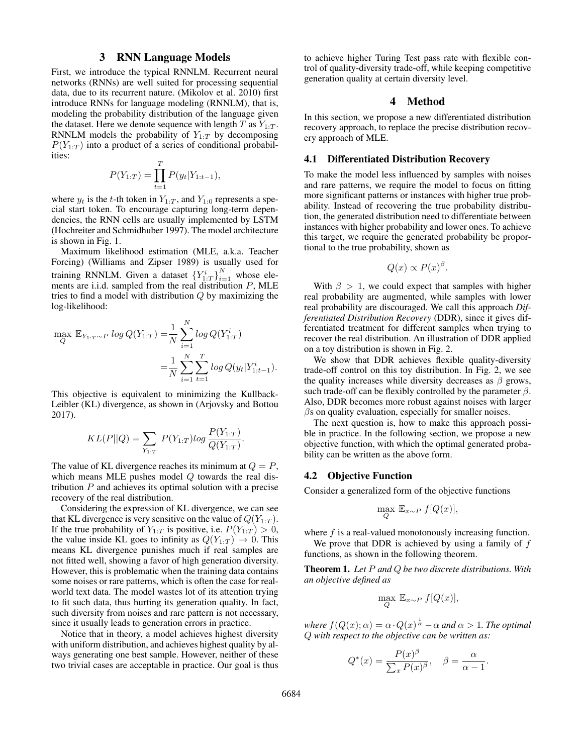## 3 RNN Language Models

First, we introduce the typical RNNLM. Recurrent neural networks (RNNs) are well suited for processing sequential data, due to its recurrent nature. (Mikolov et al. 2010) first introduce RNNs for language modeling (RNNLM), that is, modeling the probability distribution of the language given the dataset. Here we denote sequence with length $T$ as $Y_{1:T}$. RNNLM models the probability of $Y_{1:T}$ by decomposing $P(Y_{1:T})$ into a product of a series of conditional probabilities:

$$P(Y_{1:T}) = \prod_{t=1}^{T} P(y_t|Y_{1:t-1}),$$

where $y_t$ is the $t$-th token in $Y_{1:T}$, and $Y_{1:0}$ represents a special start token. To encourage capturing long-term dependencies, the RNN cells are usually implemented by LSTM (Hochreiter and Schmidhuber 1997). The model architecture is shown in Fig. 1.

Maximum likelihood estimation (MLE, a.k.a. Teacher Forcing) (Williams and Zipser 1989) is usually used for training RNNLM. Given a dataset $\{Y_{1:T}^i\}_{i=1}^N$ whose elements are i.i.d. sampled from the real distribution $P$, MLE tries to find a model with distribution $Q$ by maximizing the log-likelihood:

$$\begin{aligned}\max_{Q} \mathbb{E}_{Y_{1:T}\sim P}\, log\, Q(Y_{1:T}) =& \frac{1}{N}\sum_{i=1}^{N} log\, Q(Y_{1:T}^i) \\ =& \frac{1}{N}\sum_{i=1}^{N}\sum_{t=1}^{T} log\, Q(y_t|Y_{1:t-1}^i).\end{aligned}$$

This objective is equivalent to minimizing the Kullback-Leibler (KL) divergence, as shown in (Arjovsky and Bottou 2017).

$$KL(P||Q) = \sum_{Y_{1:T}} P(Y_{1:T}) log \frac{P(Y_{1:T})}{Q(Y_{1:T})}.$$

The value of KL divergence reaches its minimum at $Q = P$, which means MLE pushes model $Q$ towards the real distribution $P$ and achieves its optimal solution with a precise recovery of the real distribution.

Considering the expression of KL divergence, we can see that KL divergence is very sensitive on the value of $Q(Y_{1:T})$. If the true probability of $Y_{1:T}$ is positive, i.e. $P(Y_{1:T}) > 0$, the value inside KL goes to infinity as $Q(Y_{1:T}) \to 0$. This means KL divergence punishes much if real samples are not fitted well, showing a favor of high generation diversity. However, this is problematic when the training data contains some noises or rare patterns, which is often the case for real-world text data. The model wastes lot of its attention trying to fit such data, thus hurting its generation quality. In fact, such diversity from noises and rare pattern is not necessary, since it usually leads to generation errors in practice.

Notice that in theory, a model achieves highest diversity with uniform distribution, and achieves highest quality by always generating one best sample. However, neither of these two trivial cases are acceptable in practice. Our goal is thus to achieve higher Turing Test pass rate with flexible control of quality-diversity trade-off, while keeping competitive generation quality at certain diversity level.

## 4 Method

In this section, we propose a new differentiated distribution recovery approach, to replace the precise distribution recovery approach of MLE.

### 4.1 Differentiated Distribution Recovery

To make the model less influenced by samples with noises and rare patterns, we require the model to focus on fitting more significant patterns or instances with higher true probability. Instead of recovering the true probability distribution, the generated distribution need to differentiate between instances with higher probability and lower ones. To achieve this target, we require the generated probability be proportional to the true probability, shown as

$$Q(x) \propto P(x)^{\beta}.$$

With $\beta > 1$, we could expect that samples with higher real probability are augmented, while samples with lower real probability are discouraged. We call this approach *Differentiated Distribution Recovery* (DDR), since it gives differentiated treatment for different samples when trying to recover the real distribution. An illustration of DDR applied on a toy distribution is shown in Fig. 2.

We show that DDR achieves flexible quality-diversity trade-off control on this toy distribution. In Fig. 2, we see the quality increases while diversity decreases as $\beta$ grows, such trade-off can be flexibly controlled by the parameter $\beta$. Also, DDR becomes more robust against noises with larger $\beta$s on quality evaluation, especially for smaller noises.

The next question is, how to make this approach possible in practice. In the following section, we propose a new objective function, with which the optimal generated probability can be written as the above form.

### 4.2 Objective Function

Consider a generalized form of the objective functions

$$\max_{Q} \mathbb{E}_{x\sim P}\, f[Q(x)],$$

where $f$ is a real-valued monotonously increasing function.

We prove that DDR is achieved by using a family of $f$ functions, as shown in the following theorem.

**Theorem 1.** *Let $P$ and $Q$ be two discrete distributions. With an objective defined as*

$$\max_{Q} \mathbb{E}_{x\sim P}\, f[Q(x)],$$

*where $f(Q(x); \alpha) = \alpha \cdot Q(x)^{\frac{1}{\alpha}} - \alpha$ and $\alpha > 1$. The optimal $Q$ with respect to the objective can be written as:*

$$Q^*(x) = \frac{P(x)^{\beta}}{\sum_x P(x)^{\beta}}, \quad \beta = \frac{\alpha}{\alpha - 1}.$$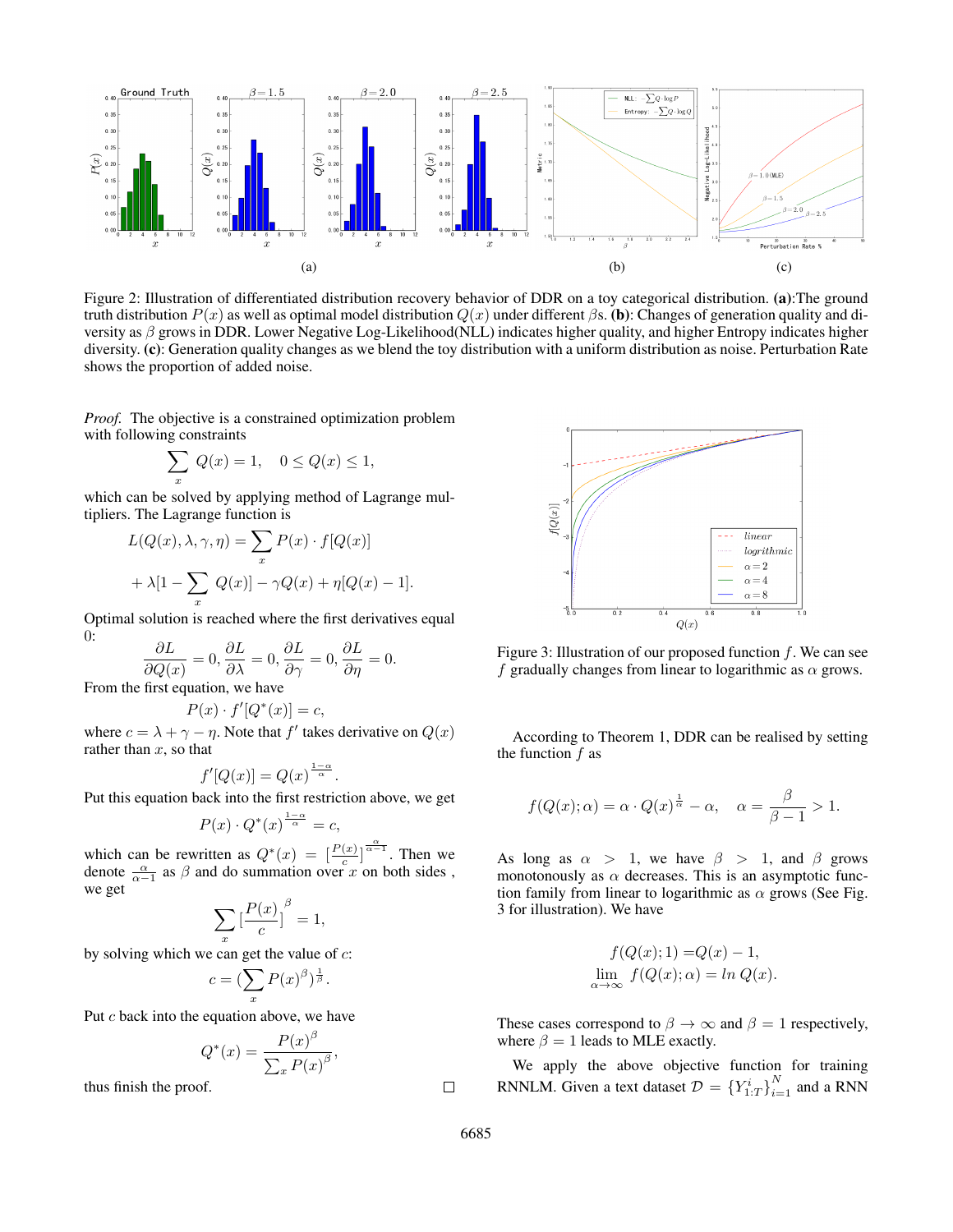Figure 2: Illustration of differentiated distribution recovery behavior of DDR on a toy categorical distribution. **(a)**:The ground truth distribution $P(x)$ as well as optimal model distribution $Q(x)$ under different $\beta$s. **(b)**: Changes of generation quality and diversity as $\beta$ grows in DDR. Lower Negative Log-Likelihood(NLL) indicates higher quality, and higher Entropy indicates higher diversity. **(c)**: Generation quality changes as we blend the toy distribution with a uniform distribution as noise. Perturbation Rate shows the proportion of added noise.

*Proof.* The objective is a constrained optimization problem with following constraints

$$\sum_x Q(x) = 1, \quad 0 \leq Q(x) \leq 1,$$

which can be solved by applying method of Lagrange multipliers. The Lagrange function is

$$L(Q(x), \lambda, \gamma, \eta) = \sum_x P(x) \cdot f[Q(x)]$$

$$+ \lambda[1 - \sum_x Q(x)] - \gamma Q(x) + \eta[Q(x) - 1].$$

Optimal solution is reached where the first derivatives equal 0:

$$\frac{\partial L}{\partial Q(x)} = 0, \frac{\partial L}{\partial \lambda} = 0, \frac{\partial L}{\partial \gamma} = 0, \frac{\partial L}{\partial \eta} = 0.$$

From the first equation, we have

$$P(x) \cdot f'[Q^*(x)] = c,$$

where $c = \lambda + \gamma - \eta$. Note that $f'$ takes derivative on $Q(x)$ rather than $x$, so that

$$f'[Q(x)] = Q(x)^{\frac{1-\alpha}{\alpha}}.$$

Put this equation back into the first restriction above, we get

$$P(x) \cdot Q^*(x)^{\frac{1-\alpha}{\alpha}} = c,$$

which can be rewritten as $Q^*(x) = [\frac{P(x)}{c}]^{\frac{\alpha}{\alpha-1}}$. Then we denote $\frac{\alpha}{\alpha-1}$ as $\beta$ and do summation over $x$ on both sides , we get

$$\sum_x [\frac{P(x)}{c}]^\beta = 1,$$

by solving which we can get the value of $c$:

$$c = (\sum_x P(x)^\beta)^{\frac{1}{\beta}}.$$

Put $c$ back into the equation above, we have

$$Q^*(x) = \frac{P(x)^\beta}{\sum_x P(x)^\beta},$$

thus finish the proof. □

Figure 3: Illustration of our proposed function $f$. We can see $f$ gradually changes from linear to logarithmic as $\alpha$ grows.

According to Theorem 1, DDR can be realised by setting the function $f$ as

$$f(Q(x); \alpha) = \alpha \cdot Q(x)^{\frac{1}{\alpha}} - \alpha, \quad \alpha = \frac{\beta}{\beta - 1} > 1.$$

As long as $\alpha > 1$, we have $\beta > 1$, and $\beta$ grows monotonously as $\alpha$ decreases. This is an asymptotic function family from linear to logarithmic as $\alpha$ grows (See Fig. 3 for illustration). We have

$$f(Q(x); 1) = Q(x) - 1,$$

$$\lim_{\alpha \to \infty} f(Q(x); \alpha) = ln\, Q(x).$$

These cases correspond to $\beta \to \infty$ and $\beta = 1$ respectively, where $\beta = 1$ leads to MLE exactly.

We apply the above objective function for training RNNLM. Given a text dataset $\mathcal{D} = \{Y_{1:T}^i\}_{i=1}^N$ and a RNN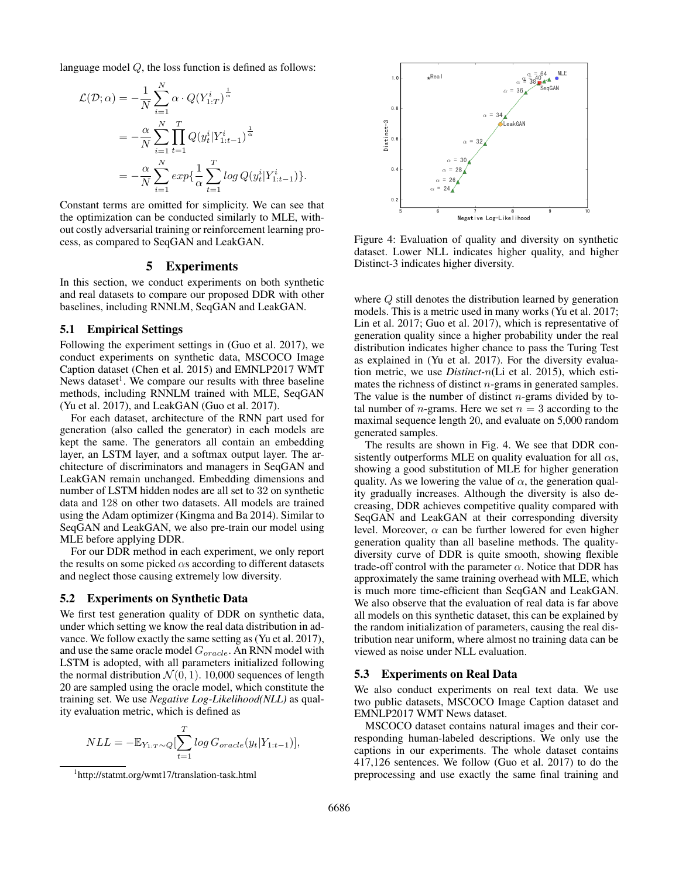language model $Q$, the loss function is defined as follows:

$$
\begin{aligned}
\mathcal{L}(\mathcal{D};\alpha) &= -\frac{1}{N}\sum_{i=1}^{N}\alpha \cdot Q(Y_{1:T}^{i})^{\frac{1}{\alpha}} \\
&= -\frac{\alpha}{N}\sum_{i=1}^{N}\prod_{t=1}^{T}Q(y_t^i|Y_{1:t-1}^{i})^{\frac{1}{\alpha}} \\
&= -\frac{\alpha}{N}\sum_{i=1}^{N}exp\{\frac{1}{\alpha}\sum_{t=1}^{T}log\,Q(y_t^i|Y_{1:t-1}^{i})\}.
\end{aligned}
$$

Constant terms are omitted for simplicity. We can see that the optimization can be conducted similarly to MLE, without costly adversarial training or reinforcement learning process, as compared to SeqGAN and LeakGAN.

## 5 Experiments

In this section, we conduct experiments on both synthetic and real datasets to compare our proposed DDR with other baselines, including RNNLM, SeqGAN and LeakGAN.

### 5.1 Empirical Settings

Following the experiment settings in (Guo et al. 2017), we conduct experiments on synthetic data, MSCOCO Image Caption dataset (Chen et al. 2015) and EMNLP2017 WMT News dataset[1]. We compare our results with three baseline methods, including RNNLM trained with MLE, SeqGAN (Yu et al. 2017), and LeakGAN (Guo et al. 2017).

For each dataset, architecture of the RNN part used for generation (also called the generator) in each models are kept the same. The generators all contain an embedding layer, an LSTM layer, and a softmax output layer. The architecture of discriminators and managers in SeqGAN and LeakGAN remain unchanged. Embedding dimensions and number of LSTM hidden nodes are all set to 32 on synthetic data and 128 on other two datasets. All models are trained using the Adam optimizer (Kingma and Ba 2014). Similar to SeqGAN and LeakGAN, we also pre-train our model using MLE before applying DDR.

For our DDR method in each experiment, we only report the results on some picked $\alpha$s according to different datasets and neglect those causing extremely low diversity.

### 5.2 Experiments on Synthetic Data

We first test generation quality of DDR on synthetic data, under which setting we know the real data distribution in advance. We follow exactly the same setting as (Yu et al. 2017), and use the same oracle model $G_{oracle}$. An RNN model with LSTM is adopted, with all parameters initialized following the normal distribution $\mathcal{N}(0, 1)$. 10,000 sequences of length 20 are sampled using the oracle model, which constitute the training set. We use *Negative Log-Likelihood(NLL)* as quality evaluation metric, which is defined as

$$
NLL = -\mathbb{E}_{Y_{1:T}\sim Q}[\sum_{t=1}^{T}log\,G_{oracle}(y_t|Y_{1:t-1})],
$$

[1]http://statmt.org/wmt17/translation-task.html

Figure 4: Evaluation of quality and diversity on synthetic dataset. Lower NLL indicates higher quality, and higher Distinct-3 indicates higher diversity.

where $Q$ still denotes the distribution learned by generation models. This is a metric used in many works (Yu et al. 2017; Lin et al. 2017; Guo et al. 2017), which is representative of generation quality since a higher probability under the real distribution indicates higher chance to pass the Turing Test as explained in (Yu et al. 2017). For the diversity evaluation metric, we use *Distinct-n*(Li et al. 2015), which estimates the richness of distinct $n$-grams in generated samples. The value is the number of distinct $n$-grams divided by total number of $n$-grams. Here we set $n = 3$ according to the maximal sequence length 20, and evaluate on 5,000 random generated samples.

The results are shown in Fig. 4. We see that DDR consistently outperforms MLE on quality evaluation for all $\alpha$s, showing a good substitution of MLE for higher generation quality. As we lowering the value of $\alpha$, the generation quality gradually increases. Although the diversity is also decreasing, DDR achieves competitive quality compared with SeqGAN and LeakGAN at their corresponding diversity level. Moreover, $\alpha$ can be further lowered for even higher generation quality than all baseline methods. The quality-diversity curve of DDR is quite smooth, showing flexible trade-off control with the parameter $\alpha$. Notice that DDR has approximately the same training overhead with MLE, which is much more time-efficient than SeqGAN and LeakGAN. We also observe that the evaluation of real data is far above all models on this synthetic dataset, this can be explained by the random initialization of parameters, causing the real distribution near uniform, where almost no training data can be viewed as noise under NLL evaluation.

### 5.3 Experiments on Real Data

We also conduct experiments on real text data. We use two public datasets, MSCOCO Image Caption dataset and EMNLP2017 WMT News dataset.

MSCOCO dataset contains natural images and their corresponding human-labeled descriptions. We only use the captions in our experiments. The whole dataset contains 417,126 sentences. We follow (Guo et al. 2017) to do the preprocessing and use exactly the same final training and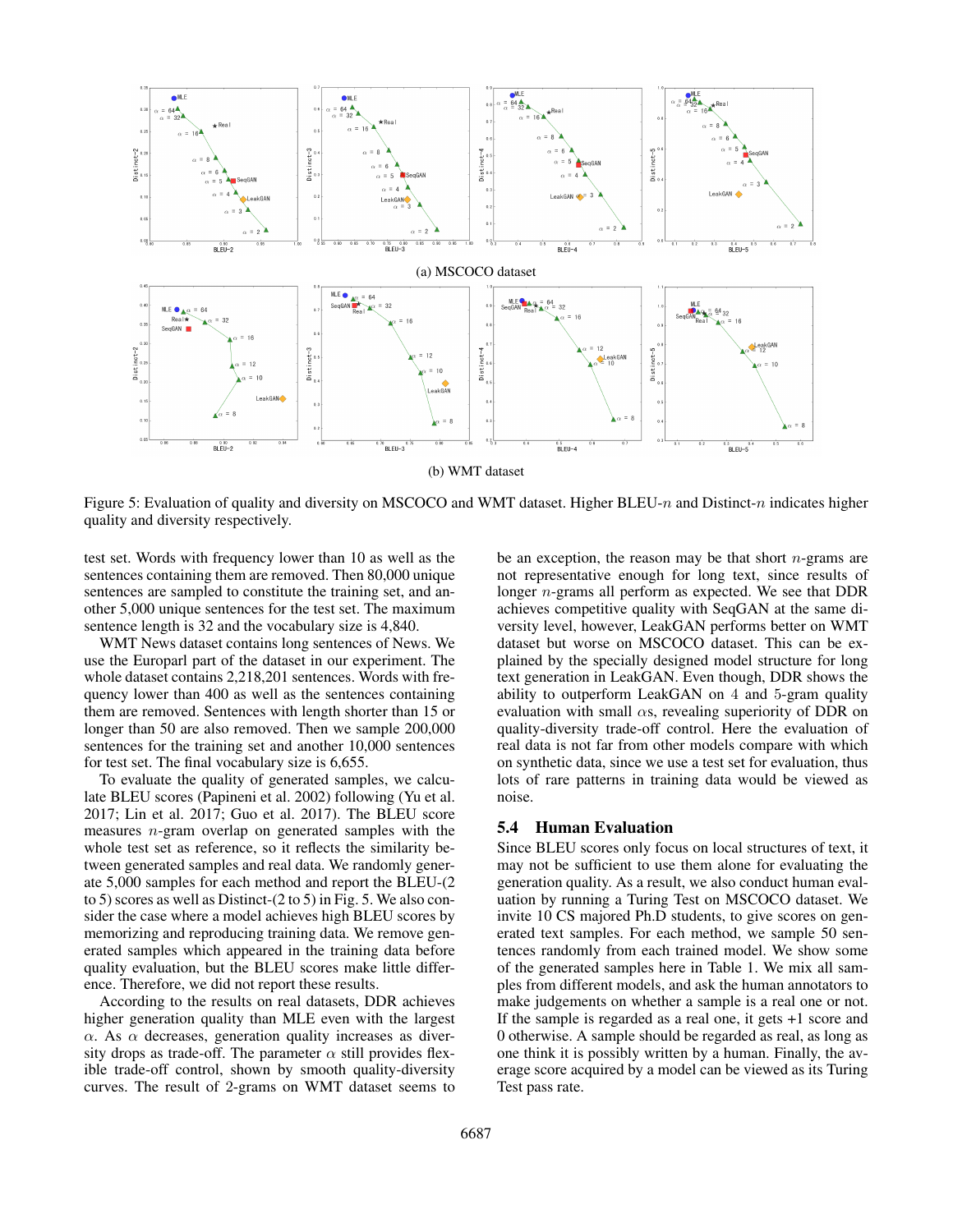(a) MSCOCO dataset

(b) WMT dataset

Figure 5: Evaluation of quality and diversity on MSCOCO and WMT dataset. Higher BLEU-$n$ and Distinct-$n$ indicates higher quality and diversity respectively.

test set. Words with frequency lower than 10 as well as the sentences containing them are removed. Then 80,000 unique sentences are sampled to constitute the training set, and another 5,000 unique sentences for the test set. The maximum sentence length is 32 and the vocabulary size is 4,840.

WMT News dataset contains long sentences of News. We use the Europarl part of the dataset in our experiment. The whole dataset contains 2,218,201 sentences. Words with frequency lower than 400 as well as the sentences containing them are removed. Sentences with length shorter than 15 or longer than 50 are also removed. Then we sample 200,000 sentences for the training set and another 10,000 sentences for test set. The final vocabulary size is 6,655.

To evaluate the quality of generated samples, we calculate BLEU scores (Papineni et al. 2002) following (Yu et al. 2017; Lin et al. 2017; Guo et al. 2017). The BLEU score measures $n$-gram overlap on generated samples with the whole test set as reference, so it reflects the similarity between generated samples and real data. We randomly generate 5,000 samples for each method and report the BLEU-(2 to 5) scores as well as Distinct-(2 to 5) in Fig. 5. We also consider the case where a model achieves high BLEU scores by memorizing and reproducing training data. We remove generated samples which appeared in the training data before quality evaluation, but the BLEU scores make little difference. Therefore, we did not report these results.

According to the results on real datasets, DDR achieves higher generation quality than MLE even with the largest $\alpha$. As $\alpha$ decreases, generation quality increases as diversity drops as trade-off. The parameter $\alpha$ still provides flexible trade-off control, shown by smooth quality-diversity curves. The result of 2-grams on WMT dataset seems to be an exception, the reason may be that short $n$-grams are not representative enough for long text, since results of longer $n$-grams all perform as expected. We see that DDR achieves competitive quality with SeqGAN at the same diversity level, however, LeakGAN performs better on WMT dataset but worse on MSCOCO dataset. This can be explained by the specially designed model structure for long text generation in LeakGAN. Even though, DDR shows the ability to outperform LeakGAN on 4 and 5-gram quality evaluation with small $\alpha$s, revealing superiority of DDR on quality-diversity trade-off control. Here the evaluation of real data is not far from other models compare with which on synthetic data, since we use a test set for evaluation, thus lots of rare patterns in training data would be viewed as noise.

### 5.4 Human Evaluation

Since BLEU scores only focus on local structures of text, it may not be sufficient to use them alone for evaluating the generation quality. As a result, we also conduct human evaluation by running a Turing Test on MSCOCO dataset. We invite 10 CS majored Ph.D students, to give scores on generated text samples. For each method, we sample 50 sentences randomly from each trained model. We show some of the generated samples here in Table 1. We mix all samples from different models, and ask the human annotators to make judgements on whether a sample is a real one or not. If the sample is regarded as a real one, it gets +1 score and 0 otherwise. A sample should be regarded as real, as long as one think it is possibly written by a human. Finally, the average score acquired by a model can be viewed as its Turing Test pass rate.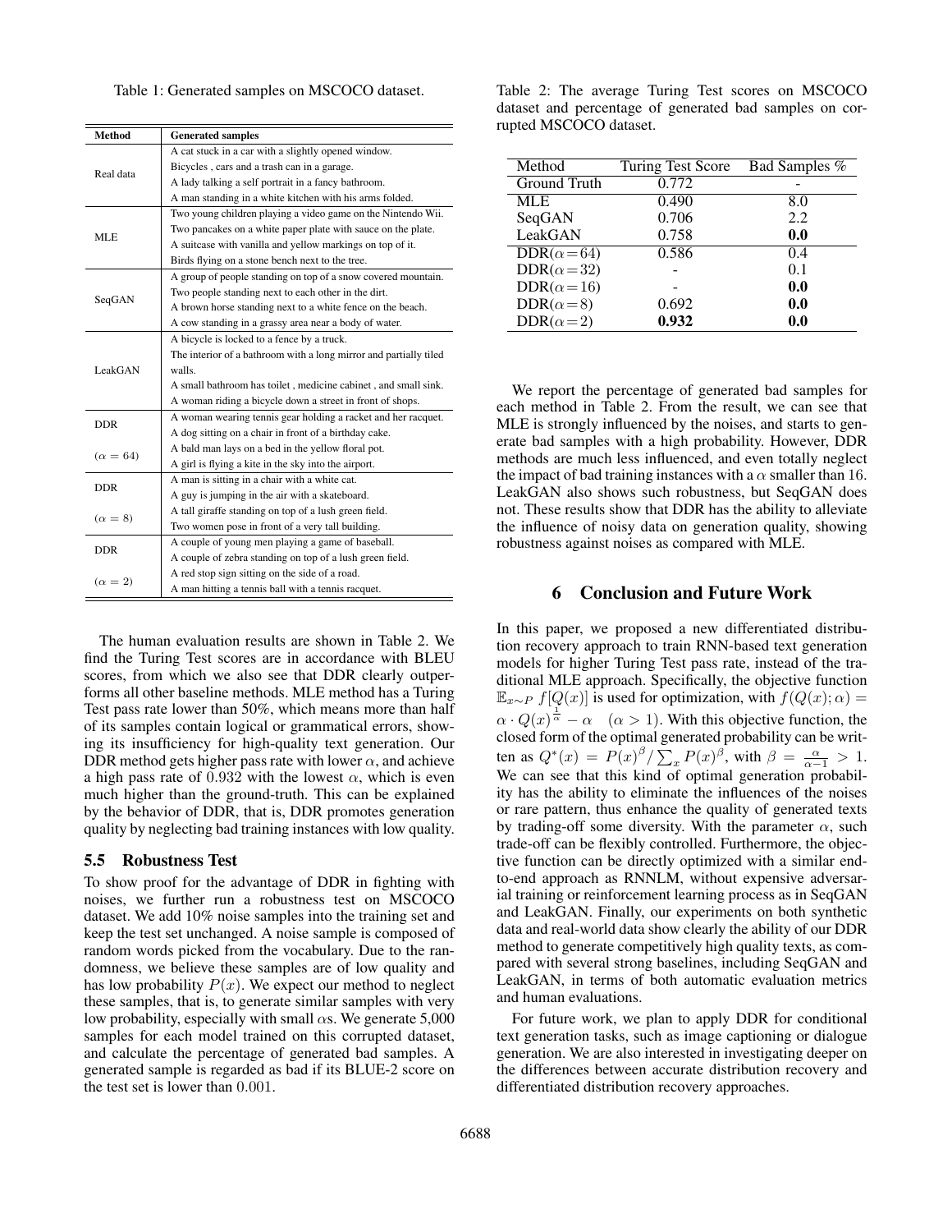Table 1: Generated samples on MSCOCO dataset.

| Method | Generated samples |
|---|---|
| Real data | A cat stuck in a car with a slightly opened window. |
| | Bicycles , cars and a trash can in a garage. |
| | A lady talking a self portrait in a fancy bathroom. |
| | A man standing in a white kitchen with his arms folded. |
| MLE | Two young children playing a video game on the Nintendo Wii. |
| | Two pancakes on a white paper plate with sauce on the plate. |
| | A suitcase with vanilla and yellow markings on top of it. |
| | Birds flying on a stone bench next to the tree. |
| SeqGAN | A group of people standing on top of a snow covered mountain. |
| | Two people standing next to each other in the dirt. |
| | A brown horse standing next to a white fence on the beach. |
| | A cow standing in a grassy area near a body of water. |
| LeakGAN | A bicycle is locked to a fence by a truck. |
| | The interior of a bathroom with a long mirror and partially tiled walls. |
| | A small bathroom has toilet , medicine cabinet , and small sink. |
| | A woman riding a bicycle down a street in front of shops. |
| DDR ($\alpha = 64$) | A woman wearing tennis gear holding a racket and her racquet. |
| | A dog sitting on a chair in front of a birthday cake. |
| | A bald man lays on a bed in the yellow floral pot. |
| | A girl is flying a kite in the sky into the airport. |
| DDR ($\alpha = 8$) | A man is sitting in a chair with a white cat. |
| | A guy is jumping in the air with a skateboard. |
| | A tall giraffe standing on top of a lush green field. |
| | Two women pose in front of a very tall building. |
| DDR ($\alpha = 2$) | A couple of young men playing a game of baseball. |
| | A couple of zebra standing on top of a lush green field. |
| | A red stop sign sitting on the side of a road. |
| | A man hitting a tennis ball with a tennis racquet. |

The human evaluation results are shown in Table 2. We find the Turing Test scores are in accordance with BLEU scores, from which we also see that DDR clearly outperforms all other baseline methods. MLE method has a Turing Test pass rate lower than 50%, which means more than half of its samples contain logical or grammatical errors, showing its insufficiency for high-quality text generation. Our DDR method gets higher pass rate with lower $\alpha$, and achieve a high pass rate of $0.932$ with the lowest $\alpha$, which is even much higher than the ground-truth. This can be explained by the behavior of DDR, that is, DDR promotes generation quality by neglecting bad training instances with low quality.

### 5.5 Robustness Test

To show proof for the advantage of DDR in fighting with noises, we further run a robustness test on MSCOCO dataset. We add 10% noise samples into the training set and keep the test set unchanged. A noise sample is composed of random words picked from the vocabulary. Due to the randomness, we believe these samples are of low quality and has low probability $P(x)$. We expect our method to neglect these samples, that is, to generate similar samples with very low probability, especially with small $\alpha$s. We generate 5,000 samples for each model trained on this corrupted dataset, and calculate the percentage of generated bad samples. A generated sample is regarded as bad if its BLUE-2 score on the test set is lower than $0.001$.

Table 2: The average Turing Test scores on MSCOCO dataset and percentage of generated bad samples on corrupted MSCOCO dataset.

| Method | Turing Test Score | Bad Samples % |
|---|---|---|
| Ground Truth | 0.772 | - |
| MLE | 0.490 | 8.0 |
| SeqGAN | 0.706 | 2.2 |
| LeakGAN | 0.758 | **0.0** |
| DDR($\alpha = 64$) | 0.586 | 0.4 |
| DDR($\alpha = 32$) | - | 0.1 |
| DDR($\alpha = 16$) | - | **0.0** |
| DDR($\alpha = 8$) | 0.692 | **0.0** |
| DDR($\alpha = 2$) | **0.932** | **0.0** |

We report the percentage of generated bad samples for each method in Table 2. From the result, we can see that MLE is strongly influenced by the noises, and starts to generate bad samples with a high probability. However, DDR methods are much less influenced, and even totally neglect the impact of bad training instances with a $\alpha$ smaller than $16$. LeakGAN also shows such robustness, but SeqGAN does not. These results show that DDR has the ability to alleviate the influence of noisy data on generation quality, showing robustness against noises as compared with MLE.

## 6 Conclusion and Future Work

In this paper, we proposed a new differentiated distribution recovery approach to train RNN-based text generation models for higher Turing Test pass rate, instead of the traditional MLE approach. Specifically, the objective function $\mathbb{E}_{x\sim P} f[Q(x)]$ is used for optimization, with $f(Q(x); \alpha) = \alpha \cdot Q(x)^{\frac{1}{\alpha}} - \alpha \quad (\alpha > 1)$. With this objective function, the closed form of the optimal generated probability can be written as $Q^*(x) = P(x)^\beta / \sum_x P(x)^\beta$, with $\beta = \frac{\alpha}{\alpha - 1} > 1$. We can see that this kind of optimal generation probability has the ability to eliminate the influences of the noises or rare pattern, thus enhance the quality of generated texts by trading-off some diversity. With the parameter $\alpha$, such trade-off can be flexibly controlled. Furthermore, the objective function can be directly optimized with a similar end-to-end approach as RNNLM, without expensive adversarial training or reinforcement learning process as in SeqGAN and LeakGAN. Finally, our experiments on both synthetic data and real-world data show clearly the ability of our DDR method to generate competitively high quality texts, as compared with several strong baselines, including SeqGAN and LeakGAN, in terms of both automatic evaluation metrics and human evaluations.

For future work, we plan to apply DDR for conditional text generation tasks, such as image captioning or dialogue generation. We are also interested in investigating deeper on the differences between accurate distribution recovery and differentiated distribution recovery approaches.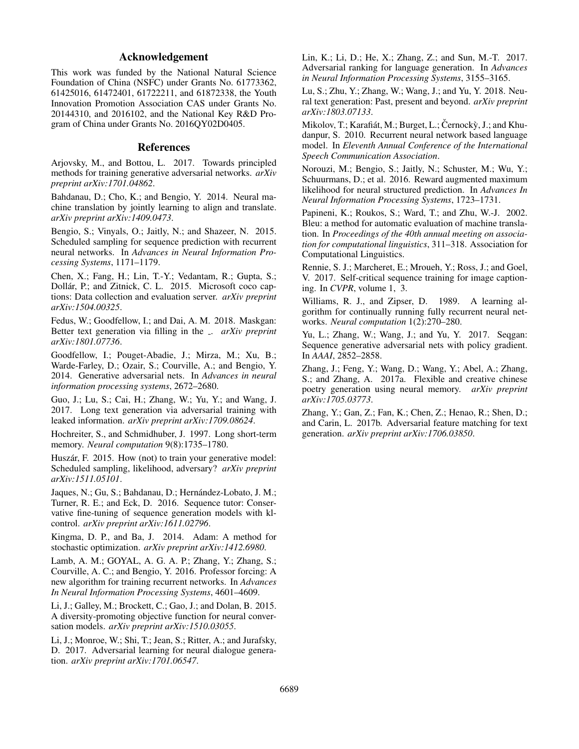## Acknowledgement

This work was funded by the National Natural Science Foundation of China (NSFC) under Grants No. 61773362, 61425016, 61472401, 61722211, and 61872338, the Youth Innovation Promotion Association CAS under Grants No. 20144310, and 2016102, and the National Key R&D Program of China under Grants No. 2016QY02D0405.

## References

Arjovsky, M., and Bottou, L. 2017. Towards principled methods for training generative adversarial networks. *arXiv preprint arXiv:1701.04862*.

Bahdanau, D.; Cho, K.; and Bengio, Y. 2014. Neural machine translation by jointly learning to align and translate. *arXiv preprint arXiv:1409.0473*.

Bengio, S.; Vinyals, O.; Jaitly, N.; and Shazeer, N. 2015. Scheduled sampling for sequence prediction with recurrent neural networks. In *Advances in Neural Information Processing Systems*, 1171–1179.

Chen, X.; Fang, H.; Lin, T.-Y.; Vedantam, R.; Gupta, S.; Dollár, P.; and Zitnick, C. L. 2015. Microsoft coco captions: Data collection and evaluation server. *arXiv preprint arXiv:1504.00325*.

Fedus, W.; Goodfellow, I.; and Dai, A. M. 2018. Maskgan: Better text generation via filling in the _. *arXiv preprint arXiv:1801.07736*.

Goodfellow, I.; Pouget-Abadie, J.; Mirza, M.; Xu, B.; Warde-Farley, D.; Ozair, S.; Courville, A.; and Bengio, Y. 2014. Generative adversarial nets. In *Advances in neural information processing systems*, 2672–2680.

Guo, J.; Lu, S.; Cai, H.; Zhang, W.; Yu, Y.; and Wang, J. 2017. Long text generation via adversarial training with leaked information. *arXiv preprint arXiv:1709.08624*.

Hochreiter, S., and Schmidhuber, J. 1997. Long short-term memory. *Neural computation* 9(8):1735–1780.

Huszár, F. 2015. How (not) to train your generative model: Scheduled sampling, likelihood, adversary? *arXiv preprint arXiv:1511.05101*.

Jaques, N.; Gu, S.; Bahdanau, D.; Hernández-Lobato, J. M.; Turner, R. E.; and Eck, D. 2016. Sequence tutor: Conservative fine-tuning of sequence generation models with kl-control. *arXiv preprint arXiv:1611.02796*.

Kingma, D. P., and Ba, J. 2014. Adam: A method for stochastic optimization. *arXiv preprint arXiv:1412.6980*.

Lamb, A. M.; GOYAL, A. G. A. P.; Zhang, Y.; Zhang, S.; Courville, A. C.; and Bengio, Y. 2016. Professor forcing: A new algorithm for training recurrent networks. In *Advances In Neural Information Processing Systems*, 4601–4609.

Li, J.; Galley, M.; Brockett, C.; Gao, J.; and Dolan, B. 2015. A diversity-promoting objective function for neural conversation models. *arXiv preprint arXiv:1510.03055*.

Li, J.; Monroe, W.; Shi, T.; Jean, S.; Ritter, A.; and Jurafsky, D. 2017. Adversarial learning for neural dialogue generation. *arXiv preprint arXiv:1701.06547*.

Lin, K.; Li, D.; He, X.; Zhang, Z.; and Sun, M.-T. 2017. Adversarial ranking for language generation. In *Advances in Neural Information Processing Systems*, 3155–3165.

Lu, S.; Zhu, Y.; Zhang, W.; Wang, J.; and Yu, Y. 2018. Neural text generation: Past, present and beyond. *arXiv preprint arXiv:1803.07133*.

Mikolov, T.; Karafiát, M.; Burget, L.; Černockỳ, J.; and Khudanpur, S. 2010. Recurrent neural network based language model. In *Eleventh Annual Conference of the International Speech Communication Association*.

Norouzi, M.; Bengio, S.; Jaitly, N.; Schuster, M.; Wu, Y.; Schuurmans, D.; et al. 2016. Reward augmented maximum likelihood for neural structured prediction. In *Advances In Neural Information Processing Systems*, 1723–1731.

Papineni, K.; Roukos, S.; Ward, T.; and Zhu, W.-J. 2002. Bleu: a method for automatic evaluation of machine translation. In *Proceedings of the 40th annual meeting on association for computational linguistics*, 311–318. Association for Computational Linguistics.

Rennie, S. J.; Marcheret, E.; Mroueh, Y.; Ross, J.; and Goel, V. 2017. Self-critical sequence training for image captioning. In *CVPR*, volume 1, 3.

Williams, R. J., and Zipser, D. 1989. A learning algorithm for continually running fully recurrent neural networks. *Neural computation* 1(2):270–280.

Yu, L.; Zhang, W.; Wang, J.; and Yu, Y. 2017. Seqgan: Sequence generative adversarial nets with policy gradient. In *AAAI*, 2852–2858.

Zhang, J.; Feng, Y.; Wang, D.; Wang, Y.; Abel, A.; Zhang, S.; and Zhang, A. 2017a. Flexible and creative chinese poetry generation using neural memory. *arXiv preprint arXiv:1705.03773*.

Zhang, Y.; Gan, Z.; Fan, K.; Chen, Z.; Henao, R.; Shen, D.; and Carin, L. 2017b. Adversarial feature matching for text generation. *arXiv preprint arXiv:1706.03850*.